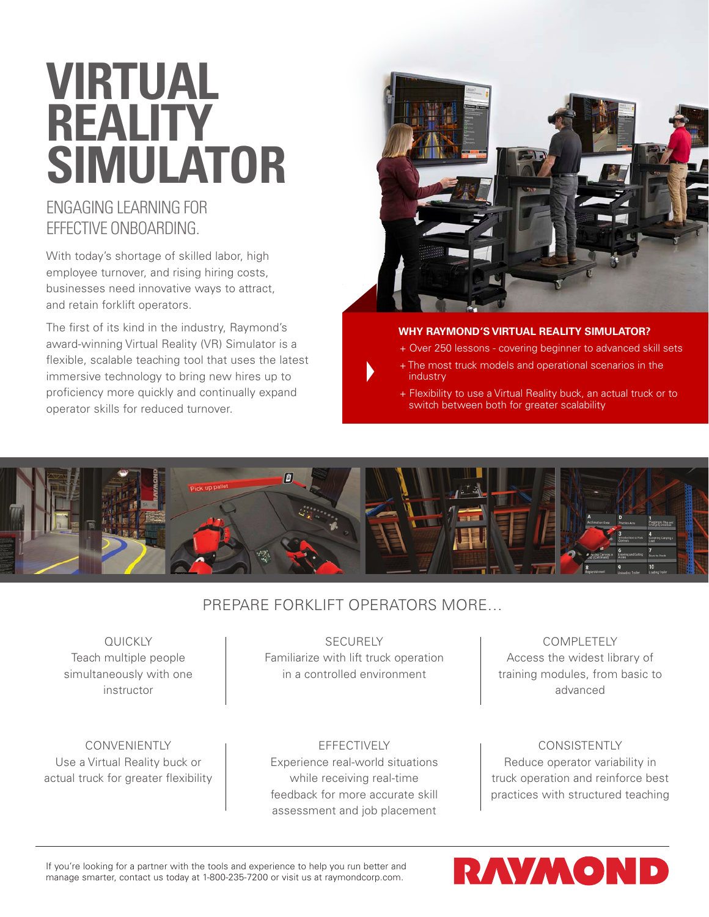# VIRTUAL REALITY SIMULATOR

## ENGAGING LEARNING FOR EFFECTIVE ONBOARDING.

With today's shortage of skilled labor, high employee turnover, and rising hiring costs, businesses need innovative ways to attract, and retain forklift operators.

The first of its kind in the industry, Raymond's award-winning Virtual Reality (VR) Simulator is a flexible, scalable teaching tool that uses the latest immersive technology to bring new hires up to proficiency more quickly and continually expand operator skills for reduced turnover.

**WHY RAYMOND'S VIRTUAL REALITY SIMULATOR?**

+ Over 250 lessons - covering beginner to advanced skill sets
+ The most truck models and operational scenarios in the industry
+ Flexibility to use a Virtual Reality buck, an actual truck or to switch between both for greater scalability

## PREPARE FORKLIFT OPERATORS MORE...

**QUICKLY**
Teach multiple people simultaneously with one instructor

**SECURELY**
Familiarize with lift truck operation in a controlled environment

**COMPLETELY**
Access the widest library of training modules, from basic to advanced

**CONVENIENTLY**
Use a Virtual Reality buck or actual truck for greater flexibility

**EFFECTIVELY**
Experience real-world situations while receiving real-time feedback for more accurate skill assessment and job placement

**CONSISTENTLY**
Reduce operator variability in truck operation and reinforce best practices with structured teaching

If you're looking for a partner with the tools and experience to help you run better and manage smarter, contact us today at 1-800-235-7200 or visit us at raymondcorp.com.

RAYMOND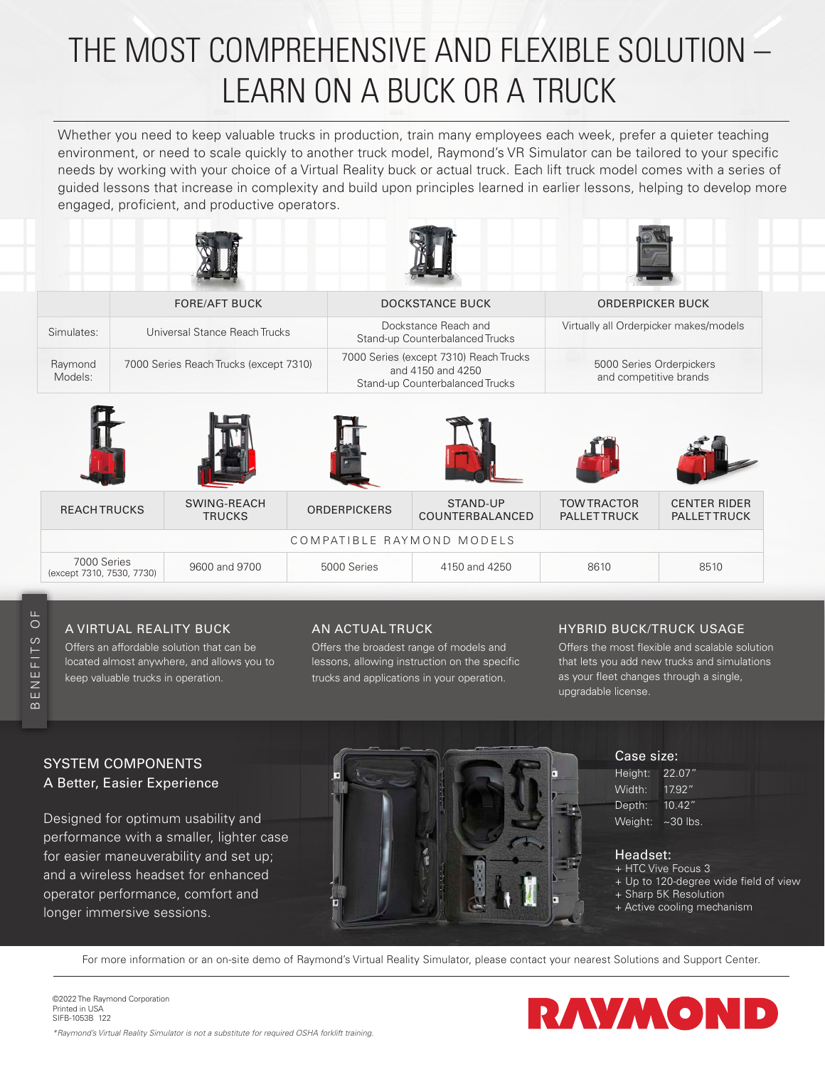# THE MOST COMPREHENSIVE AND FLEXIBLE SOLUTION – LEARN ON A BUCK OR A TRUCK

Whether you need to keep valuable trucks in production, train many employees each week, prefer a quieter teaching environment, or need to scale quickly to another truck model, Raymond's VR Simulator can be tailored to your specific needs by working with your choice of a Virtual Reality buck or actual truck. Each lift truck model comes with a series of guided lessons that increase in complexity and build upon principles learned in earlier lessons, helping to develop more engaged, proficient, and productive operators.

| | FORE/AFT BUCK | DOCKSTANCE BUCK | ORDERPICKER BUCK |
|---|---|---|---|
| Simulates: | Universal Stance Reach Trucks | Dockstance Reach and Stand-up Counterbalanced Trucks | Virtually all Orderpicker makes/models |
| Raymond Models: | 7000 Series Reach Trucks (except 7310) | 7000 Series (except 7310) Reach Trucks and 4150 and 4250 Stand-up Counterbalanced Trucks | 5000 Series Orderpickers and competitive brands |

| REACH TRUCKS | SWING-REACH TRUCKS | ORDERPICKERS | STAND-UP COUNTERBALANCED | TOW TRACTOR PALLET TRUCK | CENTER RIDER PALLET TRUCK |
|---|---|---|---|---|---|
| COMPATIBLE RAYMOND MODELS | | | | | |
| 7000 Series (except 7310, 7530, 7730) | 9600 and 9700 | 5000 Series | 4150 and 4250 | 8610 | 8510 |

## BENEFITS OF

### A VIRTUAL REALITY BUCK

Offers an affordable solution that can be located almost anywhere, and allows you to keep valuable trucks in operation.

### AN ACTUAL TRUCK

Offers the broadest range of models and lessons, allowing instruction on the specific trucks and applications in your operation.

### HYBRID BUCK/TRUCK USAGE

Offers the most flexible and scalable solution that lets you add new trucks and simulations as your fleet changes through a single, upgradable license.

## SYSTEM COMPONENTS

### A Better, Easier Experience

Designed for optimum usability and performance with a smaller, lighter case for easier maneuverability and set up; and a wireless headset for enhanced operator performance, comfort and longer immersive sessions.

**Case size:**

Height: 22.07"
Width: 17.92"
Depth: 10.42"
Weight: ~30 lbs.

**Headset:**

+ HTC Vive Focus 3
+ Up to 120-degree wide field of view
+ Sharp 5K Resolution
+ Active cooling mechanism

For more information or an on-site demo of Raymond's Virtual Reality Simulator, please contact your nearest Solutions and Support Center.

©2022 The Raymond Corporation
Printed in USA
SIFB-1053B 122

RAYMOND

*Raymond's Virtual Reality Simulator is not a substitute for required OSHA forklift training.*